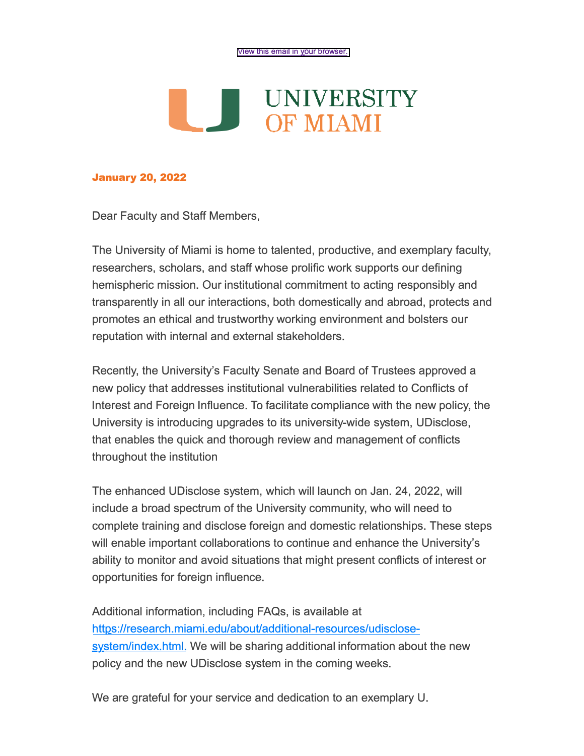View this email in your browser.

UNIVERSITY OF MIAMI

**January 20, 2022**

Dear Faculty and Staff Members,

The University of Miami is home to talented, productive, and exemplary faculty, researchers, scholars, and staff whose prolific work supports our defining hemispheric mission. Our institutional commitment to acting responsibly and transparently in all our interactions, both domestically and abroad, protects and promotes an ethical and trustworthy working environment and bolsters our reputation with internal and external stakeholders.

Recently, the University's Faculty Senate and Board of Trustees approved a new policy that addresses institutional vulnerabilities related to Conflicts of Interest and Foreign Influence. To facilitate compliance with the new policy, the University is introducing upgrades to its university-wide system, UDisclose, that enables the quick and thorough review and management of conflicts throughout the institution

The enhanced UDisclose system, which will launch on Jan. 24, 2022, will include a broad spectrum of the University community, who will need to complete training and disclose foreign and domestic relationships. These steps will enable important collaborations to continue and enhance the University's ability to monitor and avoid situations that might present conflicts of interest or opportunities for foreign influence.

Additional information, including FAQs, is available at https://research.miami.edu/about/additional-resources/udisclose-system/index.html. We will be sharing additional information about the new policy and the new UDisclose system in the coming weeks.

We are grateful for your service and dedication to an exemplary U.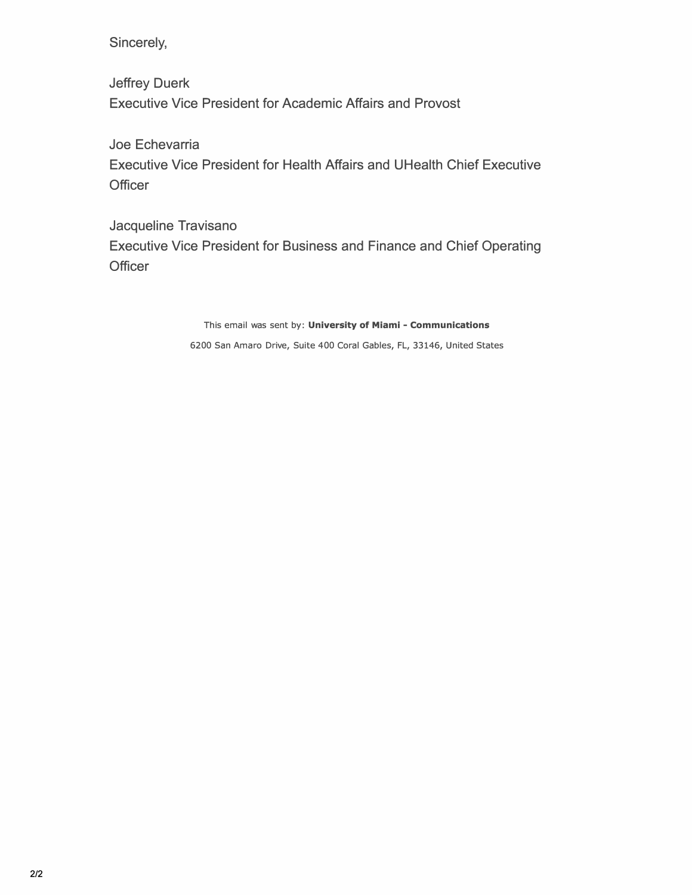Sincerely,

Jeffrey Duerk
Executive Vice President for Academic Affairs and Provost

Joe Echevarria
Executive Vice President for Health Affairs and UHealth Chief Executive Officer

Jacqueline Travisano
Executive Vice President for Business and Finance and Chief Operating Officer

This email was sent by: **University of Miami - Communications**

6200 San Amaro Drive, Suite 400 Coral Gables, FL, 33146, United States